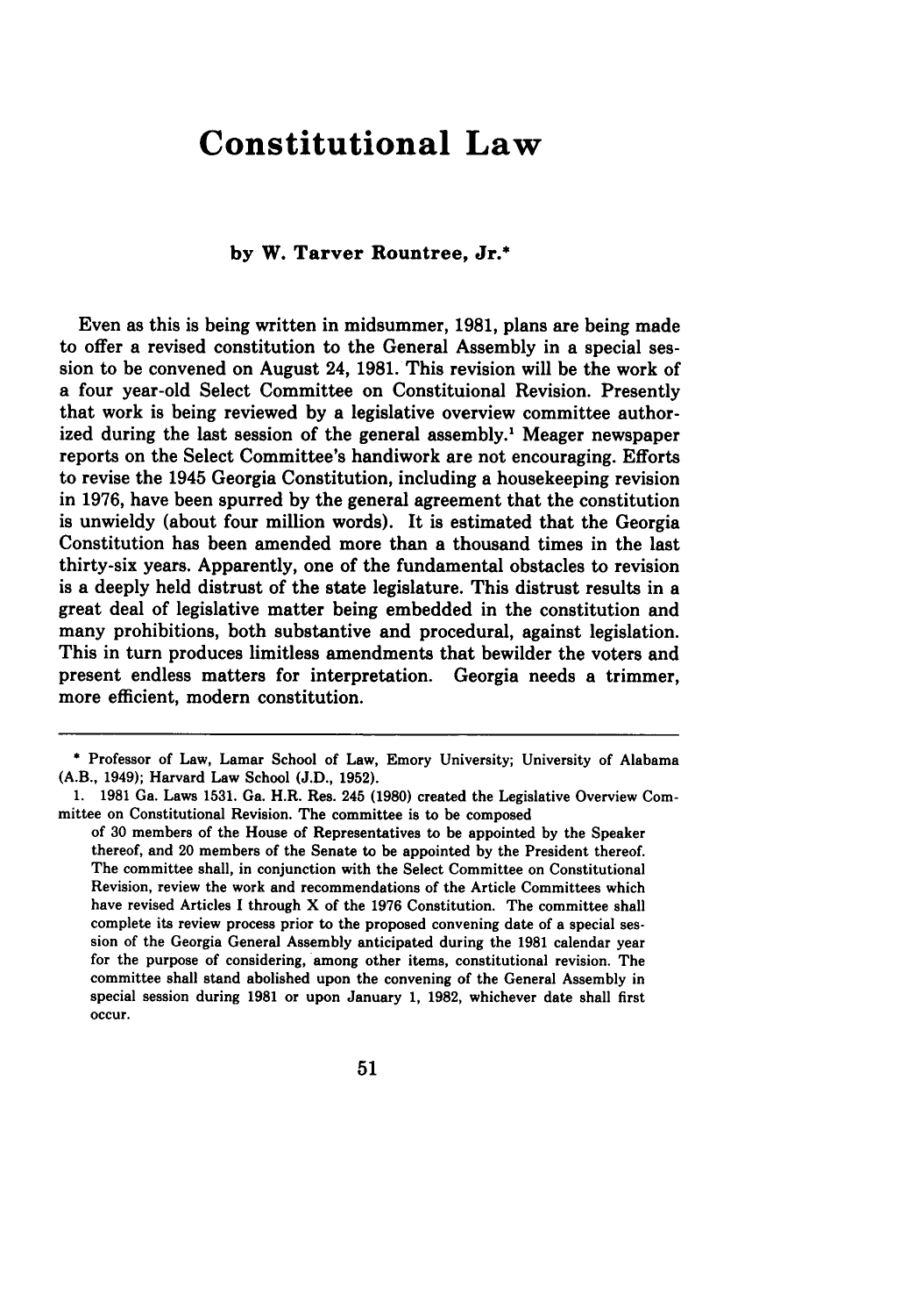# Constitutional Law

### by W. Tarver Rountree, Jr.*

Even as this is being written in midsummer, 1981, plans are being made to offer a revised constitution to the General Assembly in a special session to be convened on August 24, 1981. This revision will be the work of a four year-old Select Committee on Constituional Revision. Presently that work is being reviewed by a legislative overview committee authorized during the last session of the general assembly.[1] Meager newspaper reports on the Select Committee's handiwork are not encouraging. Efforts to revise the 1945 Georgia Constitution, including a housekeeping revision in 1976, have been spurred by the general agreement that the constitution is unwieldy (about four million words). It is estimated that the Georgia Constitution has been amended more than a thousand times in the last thirty-six years. Apparently, one of the fundamental obstacles to revision is a deeply held distrust of the state legislature. This distrust results in a great deal of legislative matter being embedded in the constitution and many prohibitions, both substantive and procedural, against legislation. This in turn produces limitless amendments that bewilder the voters and present endless matters for interpretation. Georgia needs a trimmer, more efficient, modern constitution.

---

\* Professor of Law, Lamar School of Law, Emory University; University of Alabama (A.B., 1949); Harvard Law School (J.D., 1952).

1. 1981 Ga. Laws 1531. Ga. H.R. Res. 245 (1980) created the Legislative Overview Committee on Constitutional Revision. The committee is to be composed

> of 30 members of the House of Representatives to be appointed by the Speaker thereof, and 20 members of the Senate to be appointed by the President thereof. The committee shall, in conjunction with the Select Committee on Constitutional Revision, review the work and recommendations of the Article Committees which have revised Articles I through X of the 1976 Constitution. The committee shall complete its review process prior to the proposed convening date of a special session of the Georgia General Assembly anticipated during the 1981 calendar year for the purpose of considering, among other items, constitutional revision. The committee shall stand abolished upon the convening of the General Assembly in special session during 1981 or upon January 1, 1982, whichever date shall first occur.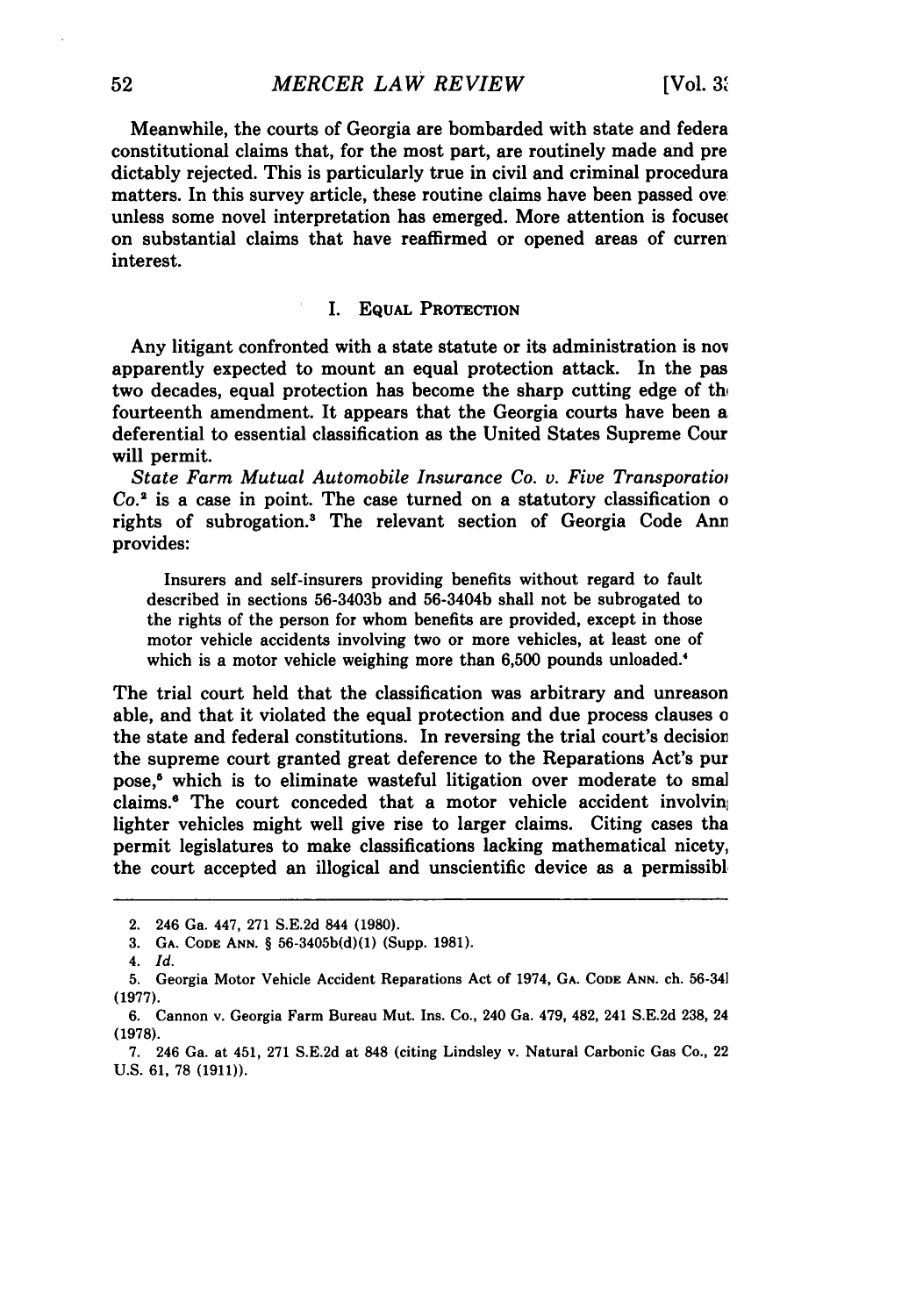Meanwhile, the courts of Georgia are bombarded with state and federa constitutional claims that, for the most part, are routinely made and pre dictably rejected. This is particularly true in civil and criminal procedura matters. In this survey article, these routine claims have been passed ove unless some novel interpretation has emerged. More attention is focusec on substantial claims that have reaffirmed or opened areas of curren interest.

## I. Equal Protection

Any litigant confronted with a state statute or its administration is nov apparently expected to mount an equal protection attack. In the pas two decades, equal protection has become the sharp cutting edge of th fourteenth amendment. It appears that the Georgia courts have been a deferential to essential classification as the United States Supreme Cour will permit.

*State Farm Mutual Automobile Insurance Co. v. Five Transporatioi Co.*[2] is a case in point. The case turned on a statutory classification o rights of subrogation.[3] The relevant section of Georgia Code Ann provides:

> Insurers and self-insurers providing benefits without regard to fault described in sections 56-3403b and 56-3404b shall not be subrogated to the rights of the person for whom benefits are provided, except in those motor vehicle accidents involving two or more vehicles, at least one of which is a motor vehicle weighing more than 6,500 pounds unloaded.[4]

The trial court held that the classification was arbitrary and unreason able, and that it violated the equal protection and due process clauses o the state and federal constitutions. In reversing the trial court's decision the supreme court granted great deference to the Reparations Act's pur pose,[5] which is to eliminate wasteful litigation over moderate to smal claims.[6] The court conceded that a motor vehicle accident involvin lighter vehicles might well give rise to larger claims. Citing cases tha permit legislatures to make classifications lacking mathematical nicety, the court accepted an illogical and unscientific device as a permissibl

---

2. 246 Ga. 447, 271 S.E.2d 844 (1980).
3. Ga. Code Ann. § 56-3405b(d)(1) (Supp. 1981).
4. *Id.*
5. Georgia Motor Vehicle Accident Reparations Act of 1974, Ga. Code Ann. ch. 56-34l (1977).
6. Cannon v. Georgia Farm Bureau Mut. Ins. Co., 240 Ga. 479, 482, 241 S.E.2d 238, 24 (1978).
7. 246 Ga. at 451, 271 S.E.2d at 848 (citing Lindsley v. Natural Carbonic Gas Co., 22 U.S. 61, 78 (1911)).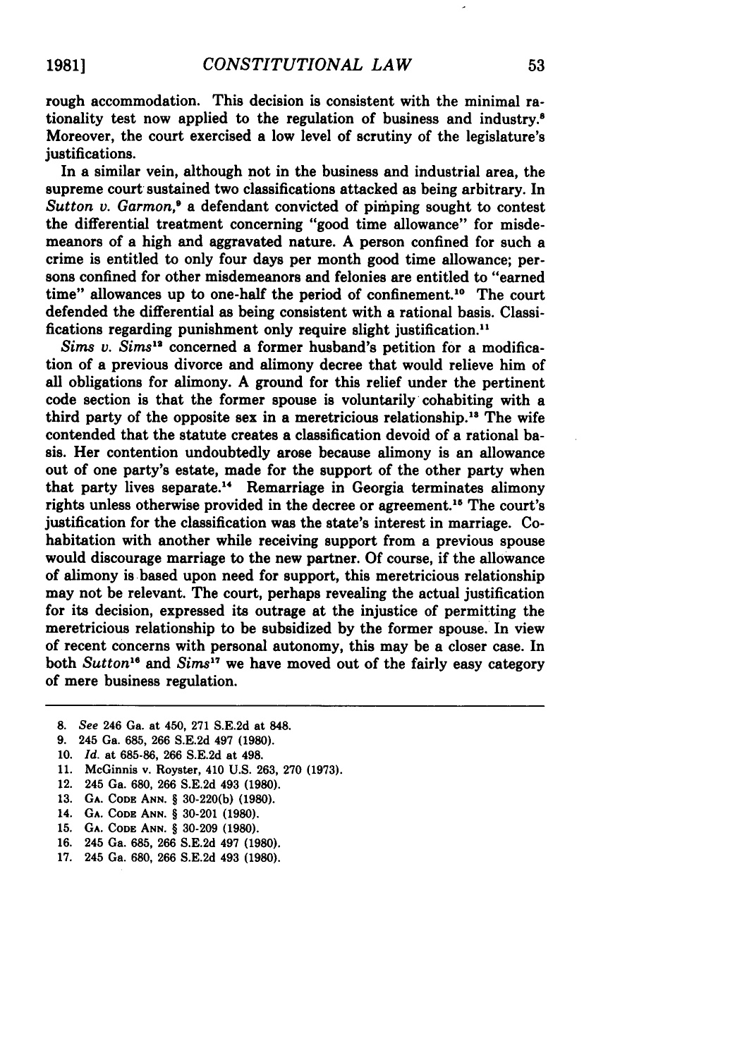rough accommodation. This decision is consistent with the minimal rationality test now applied to the regulation of business and industry.[8] Moreover, the court exercised a low level of scrutiny of the legislature's justifications.

In a similar vein, although not in the business and industrial area, the supreme court sustained two classifications attacked as being arbitrary. In *Sutton v. Garmon*,[9] a defendant convicted of pimping sought to contest the differential treatment concerning "good time allowance" for misdemeanors of a high and aggravated nature. A person confined for such a crime is entitled to only four days per month good time allowance; persons confined for other misdemeanors and felonies are entitled to "earned time" allowances up to one-half the period of confinement.[10] The court defended the differential as being consistent with a rational basis. Classifications regarding punishment only require slight justification.[11]

*Sims v. Sims*[12] concerned a former husband's petition for a modification of a previous divorce and alimony decree that would relieve him of all obligations for alimony. A ground for this relief under the pertinent code section is that the former spouse is voluntarily cohabiting with a third party of the opposite sex in a meretricious relationship.[13] The wife contended that the statute creates a classification devoid of a rational basis. Her contention undoubtedly arose because alimony is an allowance out of one party's estate, made for the support of the other party when that party lives separate.[14] Remarriage in Georgia terminates alimony rights unless otherwise provided in the decree or agreement.[15] The court's justification for the classification was the state's interest in marriage. Cohabitation with another while receiving support from a previous spouse would discourage marriage to the new partner. Of course, if the allowance of alimony is based upon need for support, this meretricious relationship may not be relevant. The court, perhaps revealing the actual justification for its decision, expressed its outrage at the injustice of permitting the meretricious relationship to be subsidized by the former spouse. In view of recent concerns with personal autonomy, this may be a closer case. In both *Sutton*[16] and *Sims*[17] we have moved out of the fairly easy category of mere business regulation.

---

8. *See* 246 Ga. at 450, 271 S.E.2d at 848.
9. 245 Ga. 685, 266 S.E.2d 497 (1980).
10. *Id.* at 685-86, 266 S.E.2d at 498.
11. McGinnis v. Royster, 410 U.S. 263, 270 (1973).
12. 245 Ga. 680, 266 S.E.2d 493 (1980).
13. GA. CODE ANN. § 30-220(b) (1980).
14. GA. CODE ANN. § 30-201 (1980).
15. GA. CODE ANN. § 30-209 (1980).
16. 245 Ga. 685, 266 S.E.2d 497 (1980).
17. 245 Ga. 680, 266 S.E.2d 493 (1980).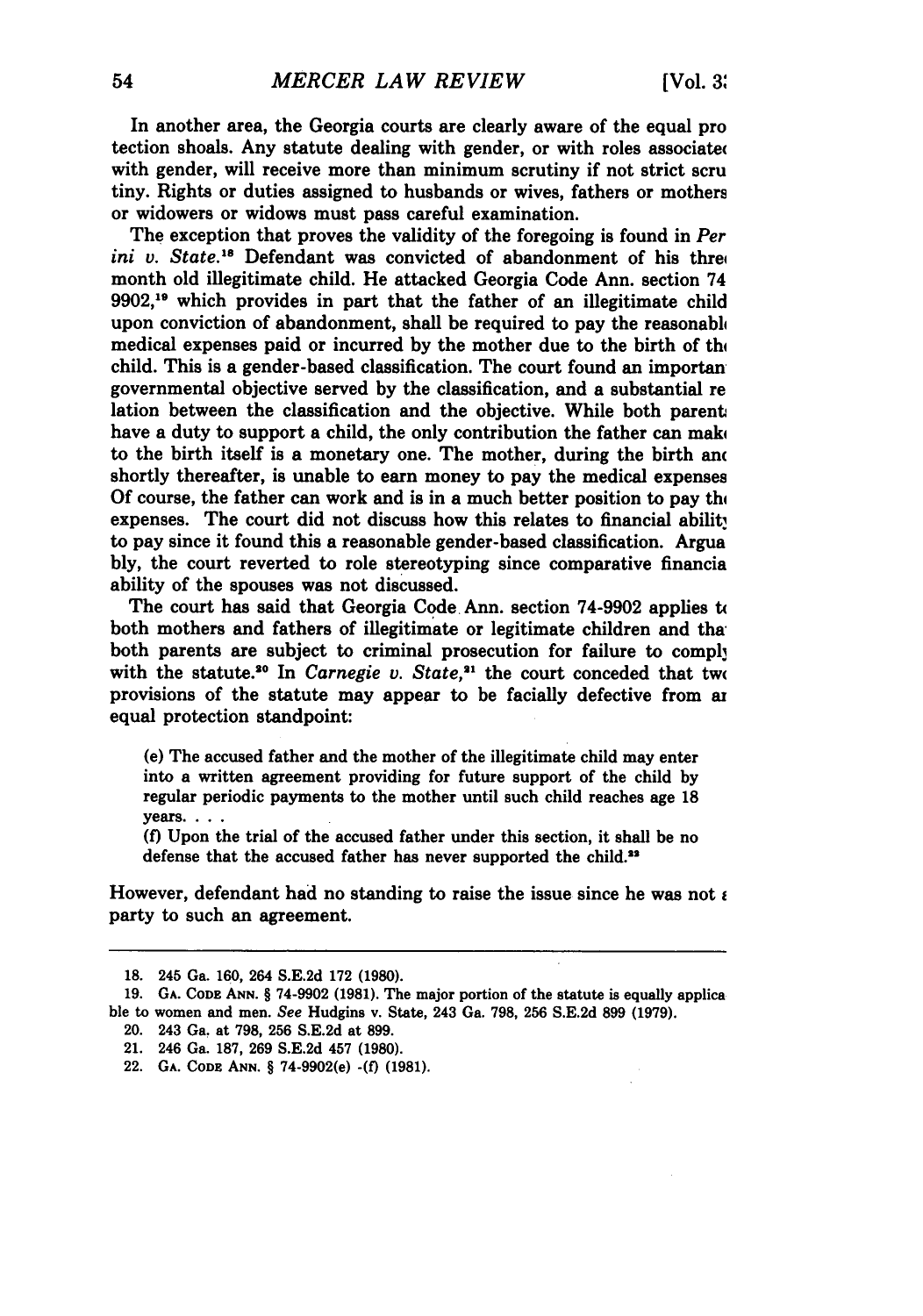In another area, the Georgia courts are clearly aware of the equal protection shoals. Any statute dealing with gender, or with roles associated with gender, will receive more than minimum scrutiny if not strict scrutiny. Rights or duties assigned to husbands or wives, fathers or mothers or widowers or widows must pass careful examination.

The exception that proves the validity of the foregoing is found in *Perini v. State.*[18] Defendant was convicted of abandonment of his three month old illegitimate child. He attacked Georgia Code Ann. section 74-9902,[19] which provides in part that the father of an illegitimate child upon conviction of abandonment, shall be required to pay the reasonable medical expenses paid or incurred by the mother due to the birth of the child. This is a gender-based classification. The court found an important governmental objective served by the classification, and a substantial relation between the classification and the objective. While both parents have a duty to support a child, the only contribution the father can make to the birth itself is a monetary one. The mother, during the birth and shortly thereafter, is unable to earn money to pay the medical expenses. Of course, the father can work and is in a much better position to pay the expenses. The court did not discuss how this relates to financial ability to pay since it found this a reasonable gender-based classification. Arguably, the court reverted to role stereotyping since comparative financial ability of the spouses was not discussed.

The court has said that Georgia Code Ann. section 74-9902 applies to both mothers and fathers of illegitimate or legitimate children and that both parents are subject to criminal prosecution for failure to comply with the statute.[20] In *Carnegie v. State,*[21] the court conceded that two provisions of the statute may appear to be facially defective from an equal protection standpoint:

> (e) The accused father and the mother of the illegitimate child may enter into a written agreement providing for future support of the child by regular periodic payments to the mother until such child reaches age 18 years. . . .
>
> (f) Upon the trial of the accused father under this section, it shall be no defense that the accused father has never supported the child.[22]

However, defendant had no standing to raise the issue since he was not a party to such an agreement.

---

18. 245 Ga. 160, 264 S.E.2d 172 (1980).
19. GA. CODE ANN. § 74-9902 (1981). The major portion of the statute is equally applicable to women and men. *See* Hudgins v. State, 243 Ga. 798, 256 S.E.2d 899 (1979).
20. 243 Ga. at 798, 256 S.E.2d at 899.
21. 246 Ga. 187, 269 S.E.2d 457 (1980).
22. GA. CODE ANN. § 74-9902(e) -(f) (1981).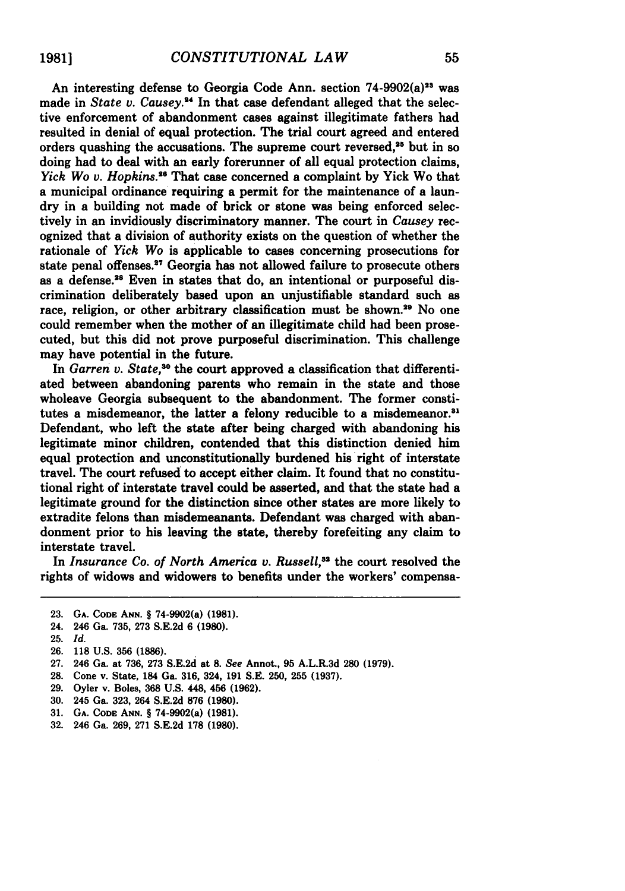An interesting defense to Georgia Code Ann. section 74-9902(a)[23] was made in *State v. Causey*.[24] In that case defendant alleged that the selective enforcement of abandonment cases against illegitimate fathers had resulted in denial of equal protection. The trial court agreed and entered orders quashing the accusations. The supreme court reversed,[25] but in so doing had to deal with an early forerunner of all equal protection claims, *Yick Wo v. Hopkins*.[26] That case concerned a complaint by Yick Wo that a municipal ordinance requiring a permit for the maintenance of a laundry in a building not made of brick or stone was being enforced selectively in an invidiously discriminatory manner. The court in *Causey* recognized that a division of authority exists on the question of whether the rationale of *Yick Wo* is applicable to cases concerning prosecutions for state penal offenses.[27] Georgia has not allowed failure to prosecute others as a defense.[28] Even in states that do, an intentional or purposeful discrimination deliberately based upon an unjustifiable standard such as race, religion, or other arbitrary classification must be shown.[29] No one could remember when the mother of an illegitimate child had been prosecuted, but this did not prove purposeful discrimination. This challenge may have potential in the future.

In *Garren v. State*,[30] the court approved a classification that differentiated between abandoning parents who remain in the state and those wholeave Georgia subsequent to the abandonment. The former constitutes a misdemeanor, the latter a felony reducible to a misdemeanor.[31] Defendant, who left the state after being charged with abandoning his legitimate minor children, contended that this distinction denied him equal protection and unconstitutionally burdened his right of interstate travel. The court refused to accept either claim. It found that no constitutional right of interstate travel could be asserted, and that the state had a legitimate ground for the distinction since other states are more likely to extradite felons than misdemeanants. Defendant was charged with abandonment prior to his leaving the state, thereby forefeiting any claim to interstate travel.

In *Insurance Co. of North America v. Russell*,[32] the court resolved the rights of widows and widowers to benefits under the workers' compensa-

---

23. GA. CODE ANN. § 74-9902(a) (1981).
24. 246 Ga. 735, 273 S.E.2d 6 (1980).
25. *Id.*
26. 118 U.S. 356 (1886).
27. 246 Ga. at 736, 273 S.E.2d at 8. *See* Annot., 95 A.L.R.3d 280 (1979).
28. Cone v. State, 184 Ga. 316, 324, 191 S.E. 250, 255 (1937).
29. Oyler v. Boles, 368 U.S. 448, 456 (1962).
30. 245 Ga. 323, 264 S.E.2d 876 (1980).
31. GA. CODE ANN. § 74-9902(a) (1981).
32. 246 Ga. 269, 271 S.E.2d 178 (1980).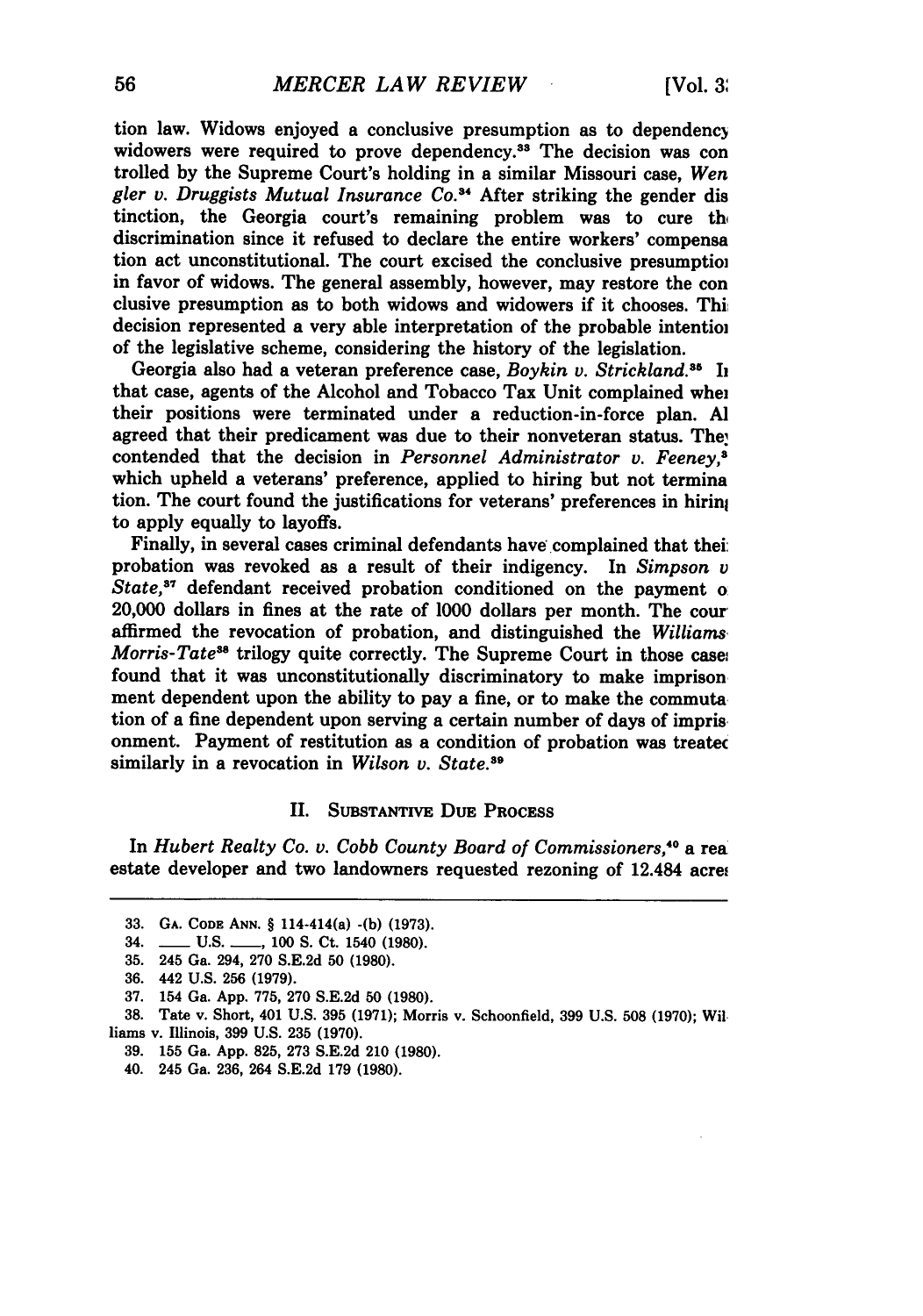tion law. Widows enjoyed a conclusive presumption as to dependency widowers were required to prove dependency.[33] The decision was controlled by the Supreme Court's holding in a similar Missouri case, *Wengler v. Druggists Mutual Insurance Co.*[34] After striking the gender distinction, the Georgia court's remaining problem was to cure the discrimination since it refused to declare the entire workers' compensation act unconstitutional. The court excised the conclusive presumption in favor of widows. The general assembly, however, may restore the conclusive presumption as to both widows and widowers if it chooses. This decision represented a very able interpretation of the probable intention of the legislative scheme, considering the history of the legislation.

Georgia also had a veteran preference case, *Boykin v. Strickland.*[35] In that case, agents of the Alcohol and Tobacco Tax Unit complained when their positions were terminated under a reduction-in-force plan. All agreed that their predicament was due to their nonveteran status. They contended that the decision in *Personnel Administrator v. Feeney,*[36] which upheld a veterans' preference, applied to hiring but not termination. The court found the justifications for veterans' preferences in hiring to apply equally to layoffs.

Finally, in several cases criminal defendants have complained that their probation was revoked as a result of their indigency. In *Simpson v State,*[37] defendant received probation conditioned on the payment of 20,000 dollars in fines at the rate of 1000 dollars per month. The court affirmed the revocation of probation, and distinguished the *Williams-Morris-Tate*[38] trilogy quite correctly. The Supreme Court in those cases found that it was unconstitutionally discriminatory to make imprisonment dependent upon the ability to pay a fine, or to make the commutation of a fine dependent upon serving a certain number of days of imprisonment. Payment of restitution as a condition of probation was treated similarly in a revocation in *Wilson v. State.*[39]

## II. Substantive Due Process

In *Hubert Realty Co. v. Cobb County Board of Commissioners,*[40] a real estate developer and two landowners requested rezoning of 12.484 acres

---

33. Ga. Code Ann. § 114-414(a) -(b) (1973).

34. \_\_\_\_ U.S. \_\_\_\_, 100 S. Ct. 1540 (1980).

35. 245 Ga. 294, 270 S.E.2d 50 (1980).

36. 442 U.S. 256 (1979).

37. 154 Ga. App. 775, 270 S.E.2d 50 (1980).

38. Tate v. Short, 401 U.S. 395 (1971); Morris v. Schoonfield, 399 U.S. 508 (1970); Williams v. Illinois, 399 U.S. 235 (1970).

39. 155 Ga. App. 825, 273 S.E.2d 210 (1980).

40. 245 Ga. 236, 264 S.E.2d 179 (1980).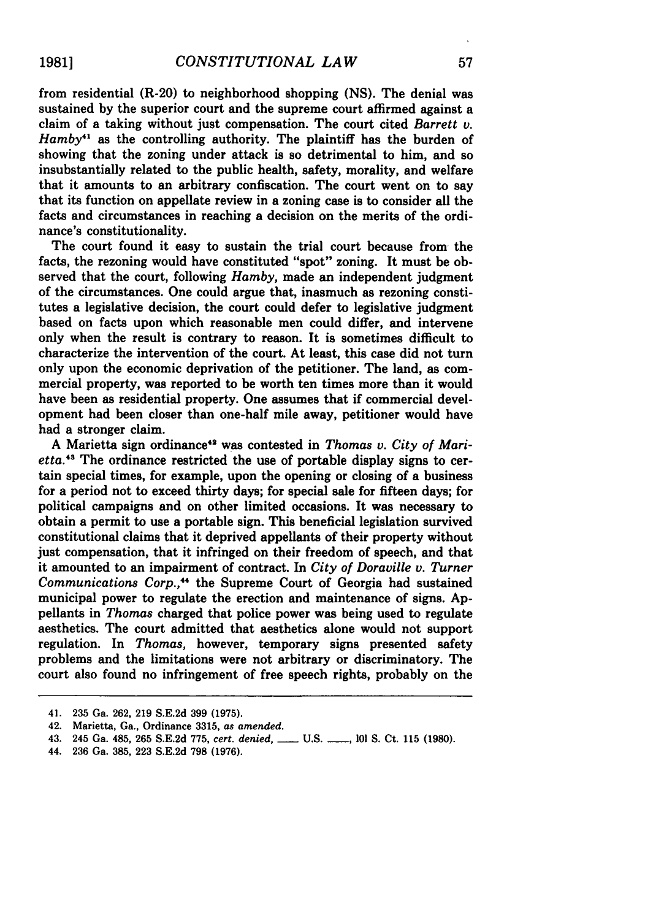from residential (R-20) to neighborhood shopping (NS). The denial was sustained by the superior court and the supreme court affirmed against a claim of a taking without just compensation. The court cited *Barrett v. Hamby*[41] as the controlling authority. The plaintiff has the burden of showing that the zoning under attack is so detrimental to him, and so insubstantially related to the public health, safety, morality, and welfare that it amounts to an arbitrary confiscation. The court went on to say that its function on appellate review in a zoning case is to consider all the facts and circumstances in reaching a decision on the merits of the ordinance's constitutionality.

The court found it easy to sustain the trial court because from the facts, the rezoning would have constituted "spot" zoning. It must be observed that the court, following *Hamby*, made an independent judgment of the circumstances. One could argue that, inasmuch as rezoning constitutes a legislative decision, the court could defer to legislative judgment based on facts upon which reasonable men could differ, and intervene only when the result is contrary to reason. It is sometimes difficult to characterize the intervention of the court. At least, this case did not turn only upon the economic deprivation of the petitioner. The land, as commercial property, was reported to be worth ten times more than it would have been as residential property. One assumes that if commercial development had been closer than one-half mile away, petitioner would have had a stronger claim.

A Marietta sign ordinance[42] was contested in *Thomas v. City of Marietta*.[43] The ordinance restricted the use of portable display signs to certain special times, for example, upon the opening or closing of a business for a period not to exceed thirty days; for special sale for fifteen days; for political campaigns and on other limited occasions. It was necessary to obtain a permit to use a portable sign. This beneficial legislation survived constitutional claims that it deprived appellants of their property without just compensation, that it infringed on their freedom of speech, and that it amounted to an impairment of contract. In *City of Doraville v. Turner Communications Corp.*,[44] the Supreme Court of Georgia had sustained municipal power to regulate the erection and maintenance of signs. Appellants in *Thomas* charged that police power was being used to regulate aesthetics. The court admitted that aesthetics alone would not support regulation. In *Thomas*, however, temporary signs presented safety problems and the limitations were not arbitrary or discriminatory. The court also found no infringement of free speech rights, probably on the

---

41. 235 Ga. 262, 219 S.E.2d 399 (1975).

42. Marietta, Ga., Ordinance 3315, *as amended*.

43. 245 Ga. 485, 265 S.E.2d 775, *cert. denied*, ___ U.S. ___, 101 S. Ct. 115 (1980).

44. 236 Ga. 385, 223 S.E.2d 798 (1976).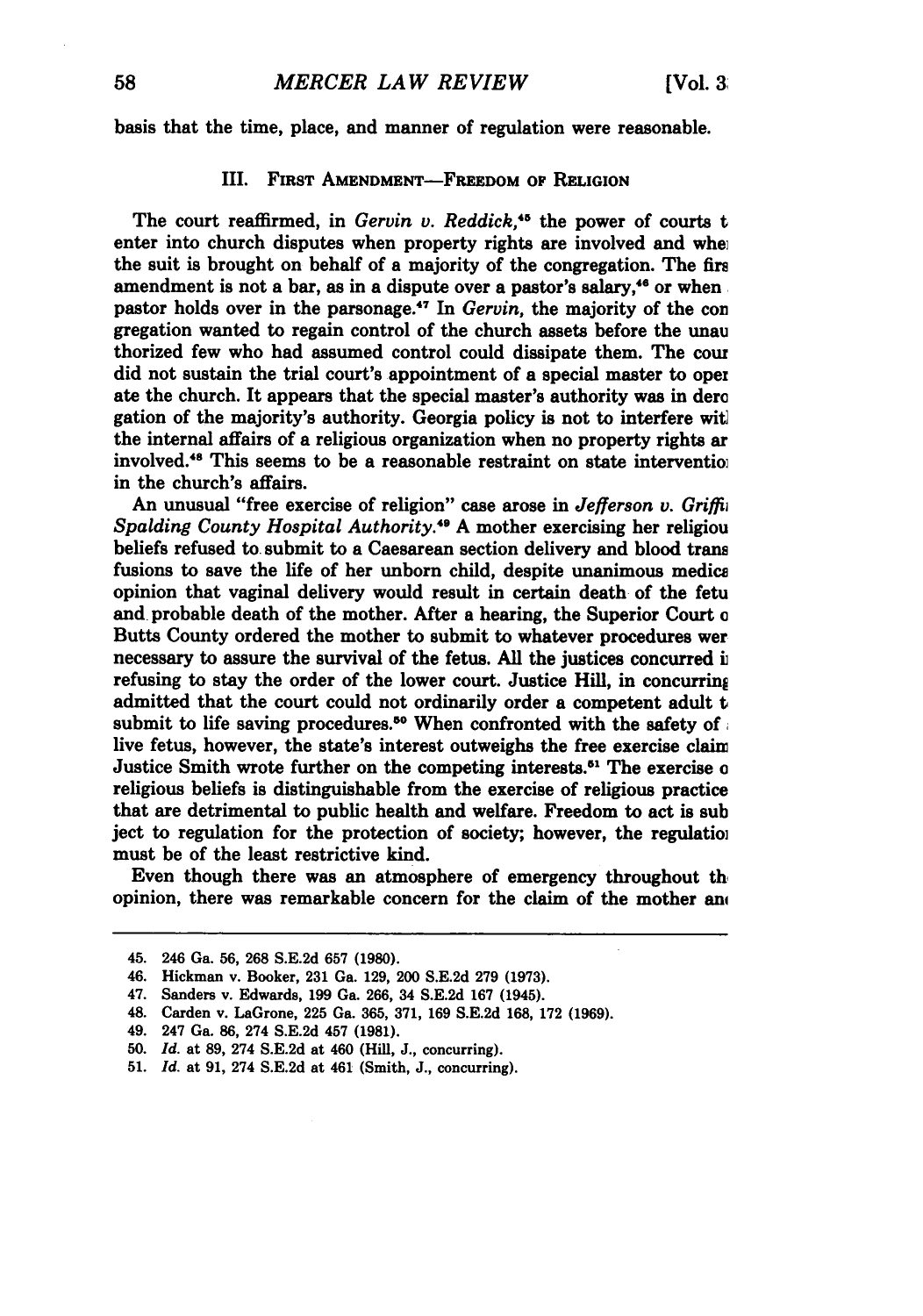basis that the time, place, and manner of regulation were reasonable.

## III. FIRST AMENDMENT—FREEDOM OF RELIGION

The court reaffirmed, in *Gervin v. Reddick*,[45] the power of courts to enter into church disputes when property rights are involved and when the suit is brought on behalf of a majority of the congregation. The first amendment is not a bar, as in a dispute over a pastor's salary,[46] or when a pastor holds over in the parsonage.[47] In *Gervin*, the majority of the congregation wanted to regain control of the church assets before the unauthorized few who had assumed control could dissipate them. The court did not sustain the trial court's appointment of a special master to operate the church. It appears that the special master's authority was in derogation of the majority's authority. Georgia policy is not to interfere with the internal affairs of a religious organization when no property rights are involved.[48] This seems to be a reasonable restraint on state intervention in the church's affairs.

An unusual "free exercise of religion" case arose in *Jefferson v. Griffin Spalding County Hospital Authority*.[49] A mother exercising her religious beliefs refused to submit to a Caesarean section delivery and blood transfusions to save the life of her unborn child, despite unanimous medical opinion that vaginal delivery would result in certain death of the fetus and probable death of the mother. After a hearing, the Superior Court of Butts County ordered the mother to submit to whatever procedures were necessary to assure the survival of the fetus. All the justices concurred in refusing to stay the order of the lower court. Justice Hill, in concurring, admitted that the court could not ordinarily order a competent adult to submit to life saving procedures.[50] When confronted with the safety of a live fetus, however, the state's interest outweighs the free exercise claim. Justice Smith wrote further on the competing interests.[51] The exercise of religious beliefs is distinguishable from the exercise of religious practices that are detrimental to public health and welfare. Freedom to act is subject to regulation for the protection of society; however, the regulation must be of the least restrictive kind.

Even though there was an atmosphere of emergency throughout the opinion, there was remarkable concern for the claim of the mother and

---

45. 246 Ga. 56, 268 S.E.2d 657 (1980).
46. Hickman v. Booker, 231 Ga. 129, 200 S.E.2d 279 (1973).
47. Sanders v. Edwards, 199 Ga. 266, 34 S.E.2d 167 (1945).
48. Carden v. LaGrone, 225 Ga. 365, 371, 169 S.E.2d 168, 172 (1969).
49. 247 Ga. 86, 274 S.E.2d 457 (1981).
50. *Id.* at 89, 274 S.E.2d at 460 (Hill, J., concurring).
51. *Id.* at 91, 274 S.E.2d at 461 (Smith, J., concurring).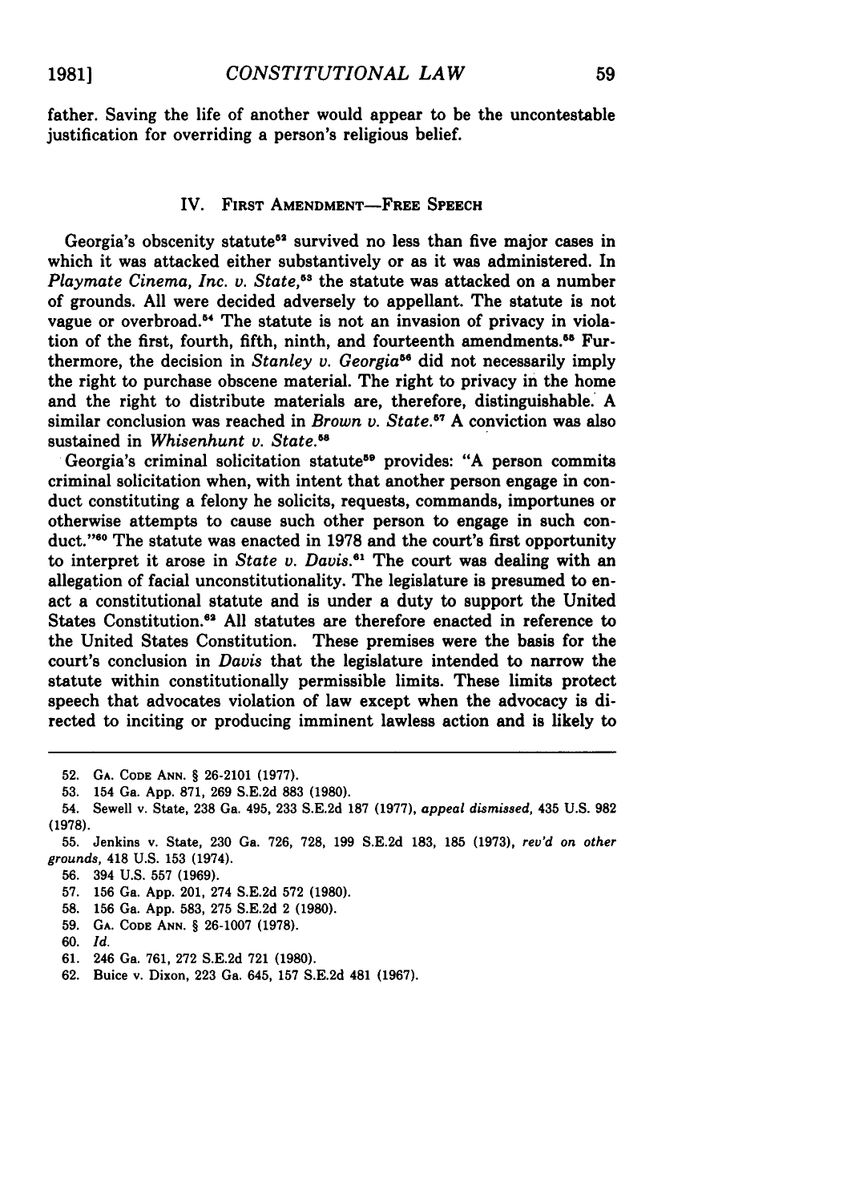father. Saving the life of another would appear to be the uncontestable justification for overriding a person's religious belief.

## IV. First Amendment—Free Speech

Georgia's obscenity statute[52] survived no less than five major cases in which it was attacked either substantively or as it was administered. In *Playmate Cinema, Inc. v. State*,[53] the statute was attacked on a number of grounds. All were decided adversely to appellant. The statute is not vague or overbroad.[54] The statute is not an invasion of privacy in violation of the first, fourth, fifth, ninth, and fourteenth amendments.[55] Furthermore, the decision in *Stanley v. Georgia*[56] did not necessarily imply the right to purchase obscene material. The right to privacy in the home and the right to distribute materials are, therefore, distinguishable. A similar conclusion was reached in *Brown v. State*.[57] A conviction was also sustained in *Whisenhunt v. State*.[58]

Georgia's criminal solicitation statute[59] provides: "A person commits criminal solicitation when, with intent that another person engage in conduct constituting a felony he solicits, requests, commands, importunes or otherwise attempts to cause such other person to engage in such conduct."[60] The statute was enacted in 1978 and the court's first opportunity to interpret it arose in *State v. Davis*.[61] The court was dealing with an allegation of facial unconstitutionality. The legislature is presumed to enact a constitutional statute and is under a duty to support the United States Constitution.[62] All statutes are therefore enacted in reference to the United States Constitution. These premises were the basis for the court's conclusion in *Davis* that the legislature intended to narrow the statute within constitutionally permissible limits. These limits protect speech that advocates violation of law except when the advocacy is directed to inciting or producing imminent lawless action and is likely to

---

52. GA. CODE ANN. § 26-2101 (1977).

53. 154 Ga. App. 871, 269 S.E.2d 883 (1980).

54. Sewell v. State, 238 Ga. 495, 233 S.E.2d 187 (1977), *appeal dismissed*, 435 U.S. 982 (1978).

55. Jenkins v. State, 230 Ga. 726, 728, 199 S.E.2d 183, 185 (1973), *rev'd on other grounds*, 418 U.S. 153 (1974).

56. 394 U.S. 557 (1969).

57. 156 Ga. App. 201, 274 S.E.2d 572 (1980).

58. 156 Ga. App. 583, 275 S.E.2d 2 (1980).

59. GA. CODE ANN. § 26-1007 (1978).

60. *Id.*

61. 246 Ga. 761, 272 S.E.2d 721 (1980).

62. Buice v. Dixon, 223 Ga. 645, 157 S.E.2d 481 (1967).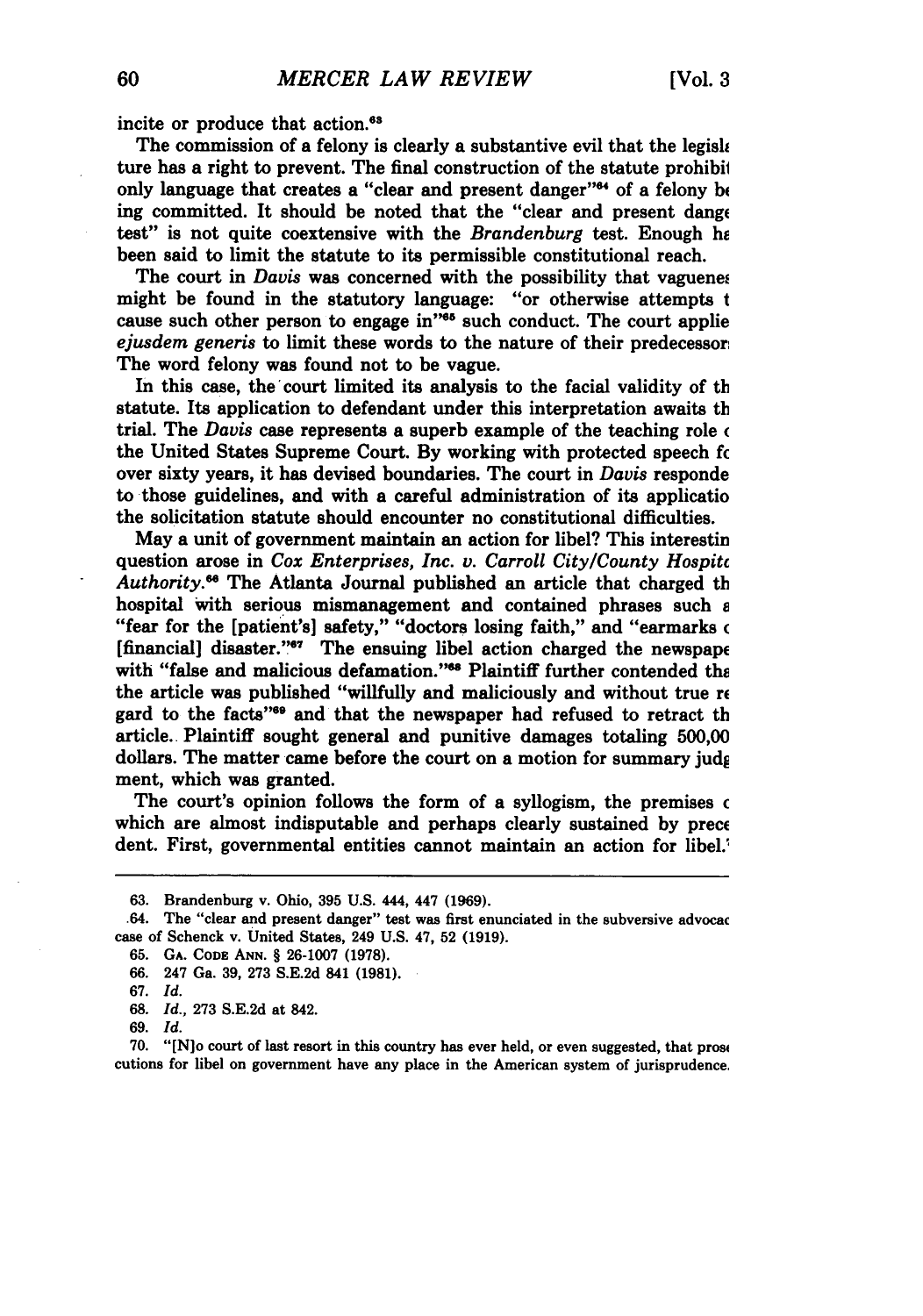incite or produce that action.[63]

The commission of a felony is clearly a substantive evil that the legislature has a right to prevent. The final construction of the statute prohibits only language that creates a "clear and present danger"[64] of a felony being committed. It should be noted that the "clear and present danger test" is not quite coextensive with the *Brandenburg* test. Enough has been said to limit the statute to its permissible constitutional reach.

The court in *Davis* was concerned with the possibility that vagueness might be found in the statutory language: "or otherwise attempts to cause such other person to engage in"[65] such conduct. The court applied *ejusdem generis* to limit these words to the nature of their predecessors. The word felony was found not to be vague.

In this case, the court limited its analysis to the facial validity of the statute. Its application to defendant under this interpretation awaits the trial. The *Davis* case represents a superb example of the teaching role of the United States Supreme Court. By working with protected speech for over sixty years, it has devised boundaries. The court in *Davis* responded to those guidelines, and with a careful administration of its application the solicitation statute should encounter no constitutional difficulties.

May a unit of government maintain an action for libel? This interesting question arose in *Cox Enterprises, Inc. v. Carroll City/County Hospital Authority*.[66] The Atlanta Journal published an article that charged the hospital with serious mismanagement and contained phrases such as "fear for the [patient's] safety," "doctors losing faith," and "earmarks of [financial] disaster."[67] The ensuing libel action charged the newspaper with "false and malicious defamation."[68] Plaintiff further contended that the article was published "willfully and maliciously and without true regard to the facts"[69] and that the newspaper had refused to retract the article. Plaintiff sought general and punitive damages totaling 500,000 dollars. The matter came before the court on a motion for summary judgment, which was granted.

The court's opinion follows the form of a syllogism, the premises of which are almost indisputable and perhaps clearly sustained by precedent. First, governmental entities cannot maintain an action for libel.[70]

---

63. Brandenburg v. Ohio, 395 U.S. 444, 447 (1969).

64. The "clear and present danger" test was first enunciated in the subversive advocacy case of Schenck v. United States, 249 U.S. 47, 52 (1919).

65. GA. CODE ANN. § 26-1007 (1978).

66. 247 Ga. 39, 273 S.E.2d 841 (1981).

67. *Id.*

68. *Id.*, 273 S.E.2d at 842.

69. *Id.*

70. "[N]o court of last resort in this country has ever held, or even suggested, that prosecutions for libel on government have any place in the American system of jurisprudence.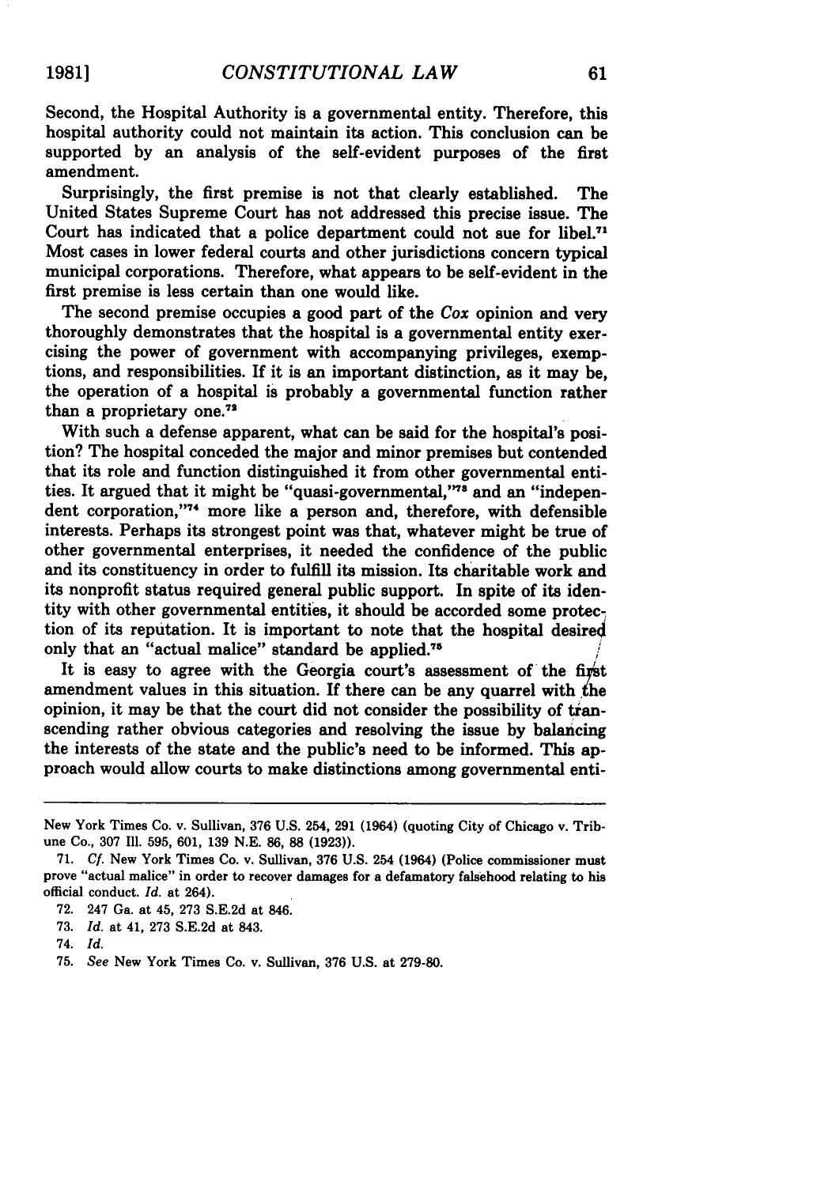Second, the Hospital Authority is a governmental entity. Therefore, this hospital authority could not maintain its action. This conclusion can be supported by an analysis of the self-evident purposes of the first amendment.

Surprisingly, the first premise is not that clearly established. The United States Supreme Court has not addressed this precise issue. The Court has indicated that a police department could not sue for libel.[71] Most cases in lower federal courts and other jurisdictions concern typical municipal corporations. Therefore, what appears to be self-evident in the first premise is less certain than one would like.

The second premise occupies a good part of the *Cox* opinion and very thoroughly demonstrates that the hospital is a governmental entity exercising the power of government with accompanying privileges, exemptions, and responsibilities. If it is an important distinction, as it may be, the operation of a hospital is probably a governmental function rather than a proprietary one.[72]

With such a defense apparent, what can be said for the hospital's position? The hospital conceded the major and minor premises but contended that its role and function distinguished it from other governmental entities. It argued that it might be "quasi-governmental,"[73] and an "independent corporation,"[74] more like a person and, therefore, with defensible interests. Perhaps its strongest point was that, whatever might be true of other governmental enterprises, it needed the confidence of the public and its constituency in order to fulfill its mission. Its charitable work and its nonprofit status required general public support. In spite of its identity with other governmental entities, it should be accorded some protection of its reputation. It is important to note that the hospital desired only that an "actual malice" standard be applied.[75]

It is easy to agree with the Georgia court's assessment of the first amendment values in this situation. If there can be any quarrel with the opinion, it may be that the court did not consider the possibility of transcending rather obvious categories and resolving the issue by balancing the interests of the state and the public's need to be informed. This approach would allow courts to make distinctions among governmental enti-

---

New York Times Co. v. Sullivan, 376 U.S. 254, 291 (1964) (quoting City of Chicago v. Tribune Co., 307 Ill. 595, 601, 139 N.E. 86, 88 (1923)).

71. *Cf.* New York Times Co. v. Sullivan, 376 U.S. 254 (1964) (Police commissioner must prove "actual malice" in order to recover damages for a defamatory falsehood relating to his official conduct. *Id.* at 264).

72. 247 Ga. at 45, 273 S.E.2d at 846.

73. *Id.* at 41, 273 S.E.2d at 843.

74. *Id.*

75. *See* New York Times Co. v. Sullivan, 376 U.S. at 279-80.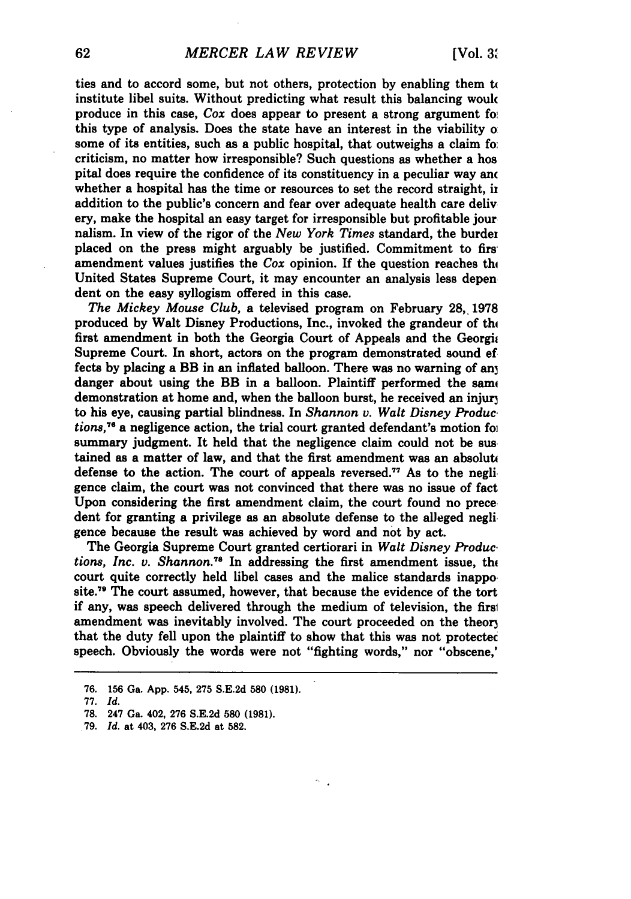ties and to accord some, but not others, protection by enabling them to institute libel suits. Without predicting what result this balancing would produce in this case, *Cox* does appear to present a strong argument for this type of analysis. Does the state have an interest in the viability of some of its entities, such as a public hospital, that outweighs a claim for criticism, no matter how irresponsible? Such questions as whether a hospital does require the confidence of its constituency in a peculiar way and whether a hospital has the time or resources to set the record straight, in addition to the public's concern and fear over adequate health care delivery, make the hospital an easy target for irresponsible but profitable journalism. In view of the rigor of the *New York Times* standard, the burden placed on the press might arguably be justified. Commitment to first amendment values justifies the *Cox* opinion. If the question reaches the United States Supreme Court, it may encounter an analysis less dependent on the easy syllogism offered in this case.

*The Mickey Mouse Club*, a televised program on February 28, 1978 produced by Walt Disney Productions, Inc., invoked the grandeur of the first amendment in both the Georgia Court of Appeals and the Georgia Supreme Court. In short, actors on the program demonstrated sound effects by placing a BB in an inflated balloon. There was no warning of any danger about using the BB in a balloon. Plaintiff performed the same demonstration at home and, when the balloon burst, he received an injury to his eye, causing partial blindness. In *Shannon v. Walt Disney Productions*,[76] a negligence action, the trial court granted defendant's motion for summary judgment. It held that the negligence claim could not be sustained as a matter of law, and that the first amendment was an absolute defense to the action. The court of appeals reversed.[77] As to the negligence claim, the court was not convinced that there was no issue of fact. Upon considering the first amendment claim, the court found no precedent for granting a privilege as an absolute defense to the alleged negligence because the result was achieved by word and not by act.

The Georgia Supreme Court granted certiorari in *Walt Disney Productions, Inc. v. Shannon*.[78] In addressing the first amendment issue, the court quite correctly held libel cases and the malice standards inapposite.[79] The court assumed, however, that because the evidence of the tort if any, was speech delivered through the medium of television, the first amendment was inevitably involved. The court proceeded on the theory that the duty fell upon the plaintiff to show that this was not protected speech. Obviously the words were not "fighting words," nor "obscene,"

---

76. 156 Ga. App. 545, 275 S.E.2d 580 (1981).

77. *Id.*

78. 247 Ga. 402, 276 S.E.2d 580 (1981).

79. *Id.* at 403, 276 S.E.2d at 582.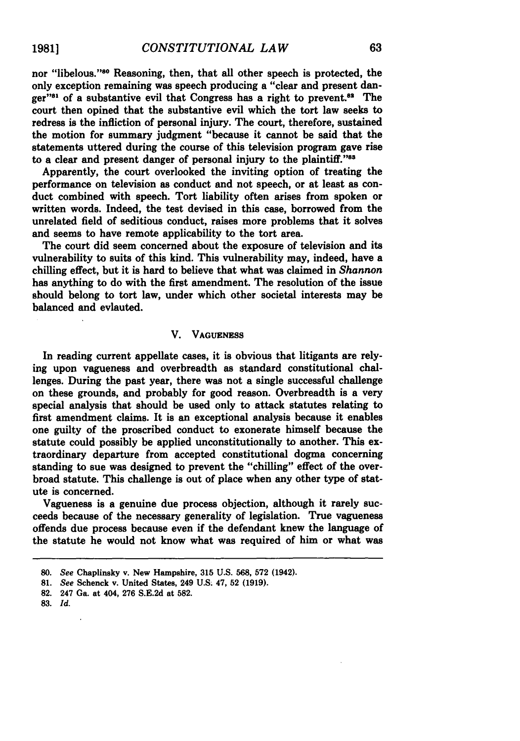nor "libelous."[80] Reasoning, then, that all other speech is protected, the only exception remaining was speech producing a "clear and present danger"[81] of a substantive evil that Congress has a right to prevent.[82] The court then opined that the substantive evil which the tort law seeks to redress is the infliction of personal injury. The court, therefore, sustained the motion for summary judgment "because it cannot be said that the statements uttered during the course of this television program gave rise to a clear and present danger of personal injury to the plaintiff."[83]

Apparently, the court overlooked the inviting option of treating the performance on television as conduct and not speech, or at least as conduct combined with speech. Tort liability often arises from spoken or written words. Indeed, the test devised in this case, borrowed from the unrelated field of seditious conduct, raises more problems that it solves and seems to have remote applicability to the tort area.

The court did seem concerned about the exposure of television and its vulnerability to suits of this kind. This vulnerability may, indeed, have a chilling effect, but it is hard to believe that what was claimed in *Shannon* has anything to do with the first amendment. The resolution of the issue should belong to tort law, under which other societal interests may be balanced and evlauted.

## V. Vagueness

In reading current appellate cases, it is obvious that litigants are relying upon vagueness and overbreadth as standard constitutional challenges. During the past year, there was not a single successful challenge on these grounds, and probably for good reason. Overbreadth is a very special analysis that should be used only to attack statutes relating to first amendment claims. It is an exceptional analysis because it enables one guilty of the proscribed conduct to exonerate himself because the statute could possibly be applied unconstitutionally to another. This extraordinary departure from accepted constitutional dogma concerning standing to sue was designed to prevent the "chilling" effect of the overbroad statute. This challenge is out of place when any other type of statute is concerned.

Vagueness is a genuine due process objection, although it rarely succeeds because of the necessary generality of legislation. True vagueness offends due process because even if the defendant knew the language of the statute he would not know what was required of him or what was

---

80. *See* Chaplinsky v. New Hampshire, 315 U.S. 568, 572 (1942).

81. *See* Schenck v. United States, 249 U.S. 47, 52 (1919).

82. 247 Ga. at 404, 276 S.E.2d at 582.

83. *Id.*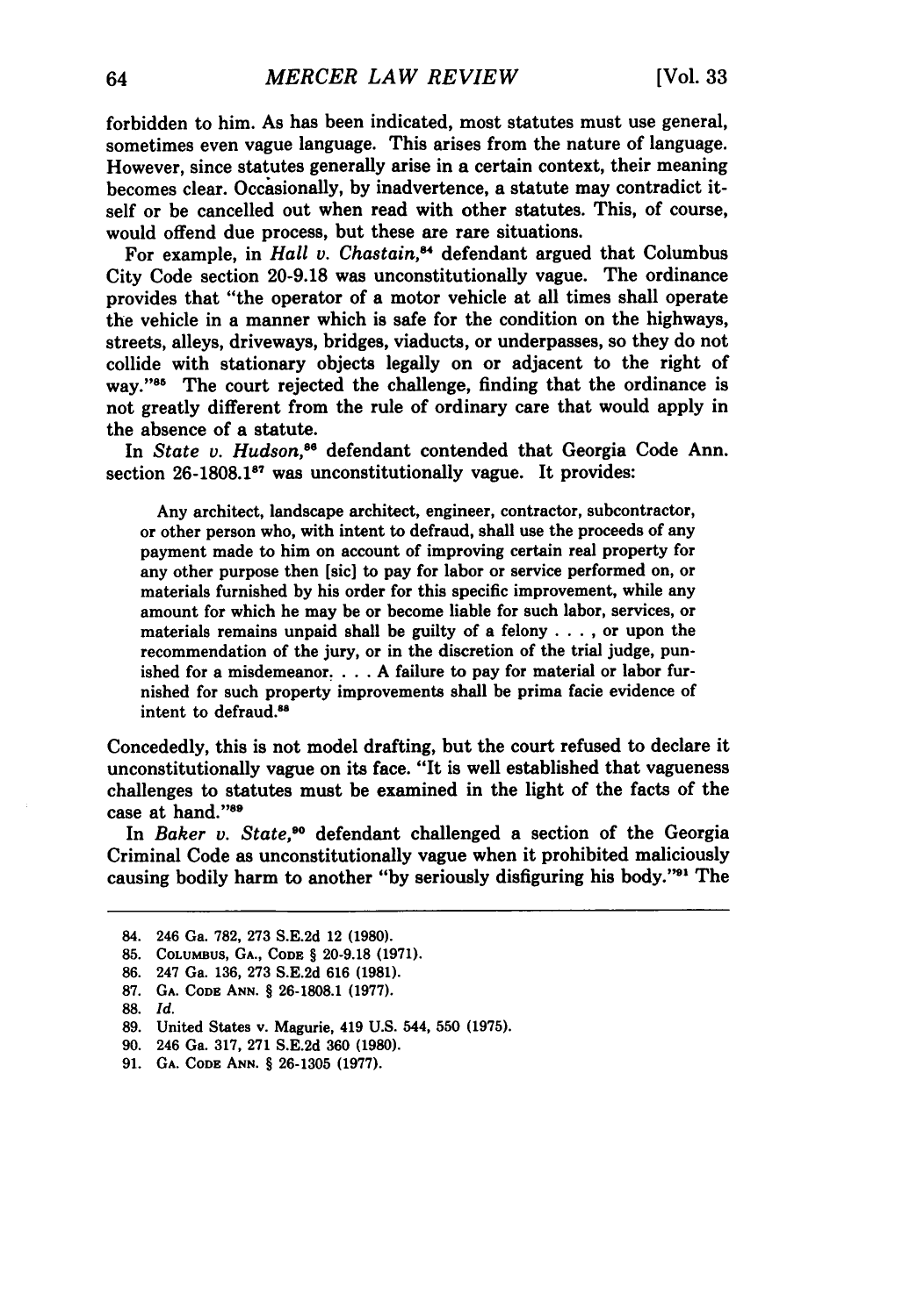forbidden to him. As has been indicated, most statutes must use general, sometimes even vague language. This arises from the nature of language. However, since statutes generally arise in a certain context, their meaning becomes clear. Occasionally, by inadvertence, a statute may contradict itself or be cancelled out when read with other statutes. This, of course, would offend due process, but these are rare situations.

For example, in *Hall v. Chastain*,[84] defendant argued that Columbus City Code section 20-9.18 was unconstitutionally vague. The ordinance provides that "the operator of a motor vehicle at all times shall operate the vehicle in a manner which is safe for the condition on the highways, streets, alleys, driveways, bridges, viaducts, or underpasses, so they do not collide with stationary objects legally on or adjacent to the right of way."[85] The court rejected the challenge, finding that the ordinance is not greatly different from the rule of ordinary care that would apply in the absence of a statute.

In *State v. Hudson*,[86] defendant contended that Georgia Code Ann. section 26-1808.1[87] was unconstitutionally vague. It provides:

> Any architect, landscape architect, engineer, contractor, subcontractor, or other person who, with intent to defraud, shall use the proceeds of any payment made to him on account of improving certain real property for any other purpose then [sic] to pay for labor or service performed on, or materials furnished by his order for this specific improvement, while any amount for which he may be or become liable for such labor, services, or materials remains unpaid shall be guilty of a felony . . . , or upon the recommendation of the jury, or in the discretion of the trial judge, punished for a misdemeanor. . . . A failure to pay for material or labor furnished for such property improvements shall be prima facie evidence of intent to defraud.[88]

Concededly, this is not model drafting, but the court refused to declare it unconstitutionally vague on its face. "It is well established that vagueness challenges to statutes must be examined in the light of the facts of the case at hand."[89]

In *Baker v. State*,[90] defendant challenged a section of the Georgia Criminal Code as unconstitutionally vague when it prohibited maliciously causing bodily harm to another "by seriously disfiguring his body."[91] The

---

84. 246 Ga. 782, 273 S.E.2d 12 (1980).
85. Columbus, Ga., Code § 20-9.18 (1971).
86. 247 Ga. 136, 273 S.E.2d 616 (1981).
87. Ga. Code Ann. § 26-1808.1 (1977).
88. *Id.*
89. United States v. Magurie, 419 U.S. 544, 550 (1975).
90. 246 Ga. 317, 271 S.E.2d 360 (1980).
91. Ga. Code Ann. § 26-1305 (1977).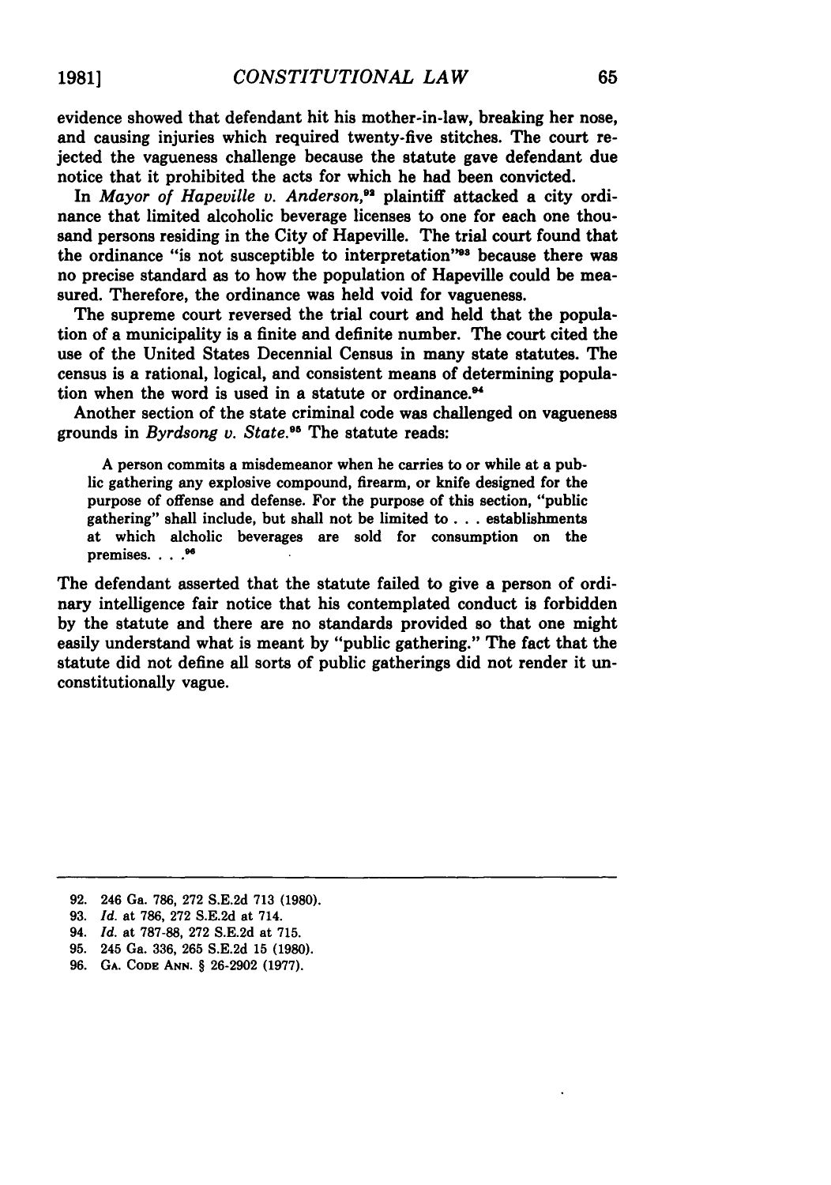evidence showed that defendant hit his mother-in-law, breaking her nose, and causing injuries which required twenty-five stitches. The court rejected the vagueness challenge because the statute gave defendant due notice that it prohibited the acts for which he had been convicted.

In *Mayor of Hapeville v. Anderson*,[92] plaintiff attacked a city ordinance that limited alcoholic beverage licenses to one for each one thousand persons residing in the City of Hapeville. The trial court found that the ordinance "is not susceptible to interpretation"[93] because there was no precise standard as to how the population of Hapeville could be measured. Therefore, the ordinance was held void for vagueness.

The supreme court reversed the trial court and held that the population of a municipality is a finite and definite number. The court cited the use of the United States Decennial Census in many state statutes. The census is a rational, logical, and consistent means of determining population when the word is used in a statute or ordinance.[94]

Another section of the state criminal code was challenged on vagueness grounds in *Byrdsong v. State*.[95] The statute reads:

> A person commits a misdemeanor when he carries to or while at a public gathering any explosive compound, firearm, or knife designed for the purpose of offense and defense. For the purpose of this section, "public gathering" shall include, but shall not be limited to . . . establishments at which alcholic beverages are sold for consumption on the premises. . . .[96]

The defendant asserted that the statute failed to give a person of ordinary intelligence fair notice that his contemplated conduct is forbidden by the statute and there are no standards provided so that one might easily understand what is meant by "public gathering." The fact that the statute did not define all sorts of public gatherings did not render it unconstitutionally vague.

---

92. 246 Ga. 786, 272 S.E.2d 713 (1980).
93. *Id.* at 786, 272 S.E.2d at 714.
94. *Id.* at 787-88, 272 S.E.2d at 715.
95. 245 Ga. 336, 265 S.E.2d 15 (1980).
96. GA. CODE ANN. § 26-2902 (1977).